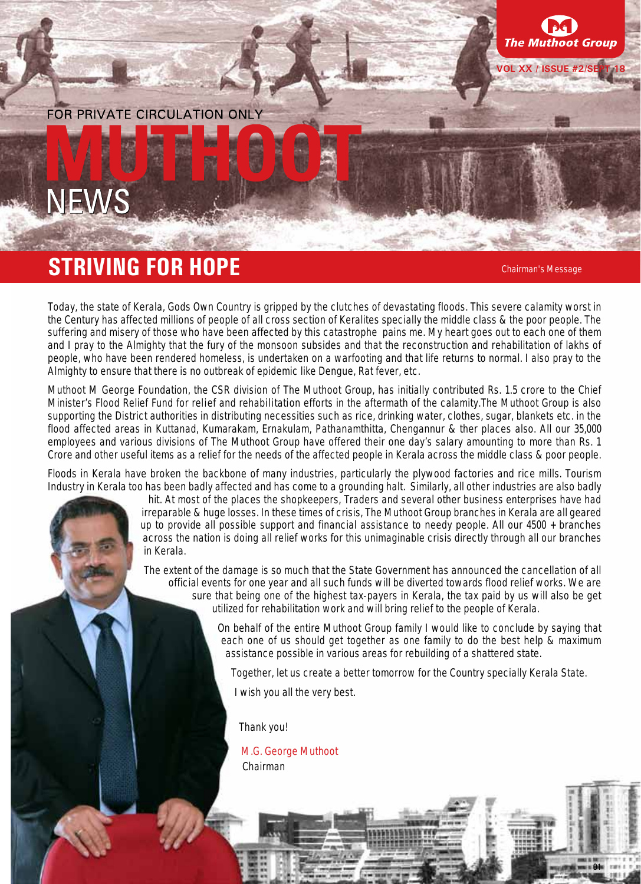FOR PRIVATE CIRCULATION ONLY

# MUTHOOT NEWS

## STRIVING FOR HOPE

Chairman's Message

Today, the state of Kerala, Gods Own Country is gripped by the clutches of devastating floods. This severe calamity worst in the Century has affected millions of people of all cross section of Keralites specially the middle class & the poor people. The suffering and misery of those who have been affected by this catastrophe pains me. My heart goes out to each one of them and I pray to the Almighty that the fury of the monsoon subsides and that the reconstruction and rehabilitation of lakhs of people, who have been rendered homeless, is undertaken on a warfooting and that life returns to normal. I also pray to the Almighty to ensure that there is no outbreak of epidemic like Dengue, Rat fever, etc.

Muthoot M George Foundation, the CSR division of The Muthoot Group, has initially contributed Rs. 1.5 crore to the Chief Minister's Flood Relief Fund for relief and rehabilitation efforts in the aftermath of the calamity.The Muthoot Group is also supporting the District authorities in distributing necessities such as rice, drinking water, clothes, sugar, blankets etc. in the flood affected areas in Kuttanad, Kumarakam, Ernakulam, Pathanamthitta, Chengannur & ther places also. All our 35,000 employees and various divisions of The Muthoot Group have offered their one day's salary amounting to more than Rs. 1 Crore and other useful items as a relief for the needs of the affected people in Kerala across the middle class & poor people.

Floods in Kerala have broken the backbone of many industries, particularly the plywood factories and rice mills. Tourism Industry in Kerala too has been badly affected and has come to a grounding halt. Similarly, all other industries are also badly hit. At most of the places the shopkeepers, Traders and several other business enterprises have had irreparable & huge losses. In these times of crisis, The Muthoot Group branches in Kerala are all geared up to provide all possible support and financial assistance to needy people. All our 4500 + branches across the nation is doing all relief works for this unimaginable crisis directly through all our branches in Kerala.

The extent of the damage is so much that the State Government has announced the cancellation of all official events for one year and all such funds will be diverted towards flood relief works. We are sure that being one of the highest tax-payers in Kerala, the tax paid by us will also be get utilized for rehabilitation work and will bring relief to the people of Kerala.

On behalf of the entire Muthoot Group family I would like to conclude by saying that each one of us should get together as one family to do the best help & maximum assistance possible in various areas for rebuilding of a shattered state.

Together, let us create a better tomorrow for the Country specially Kerala State.

I wish you all the very best.

Thank you!

M.G. George Muthoot
Chairman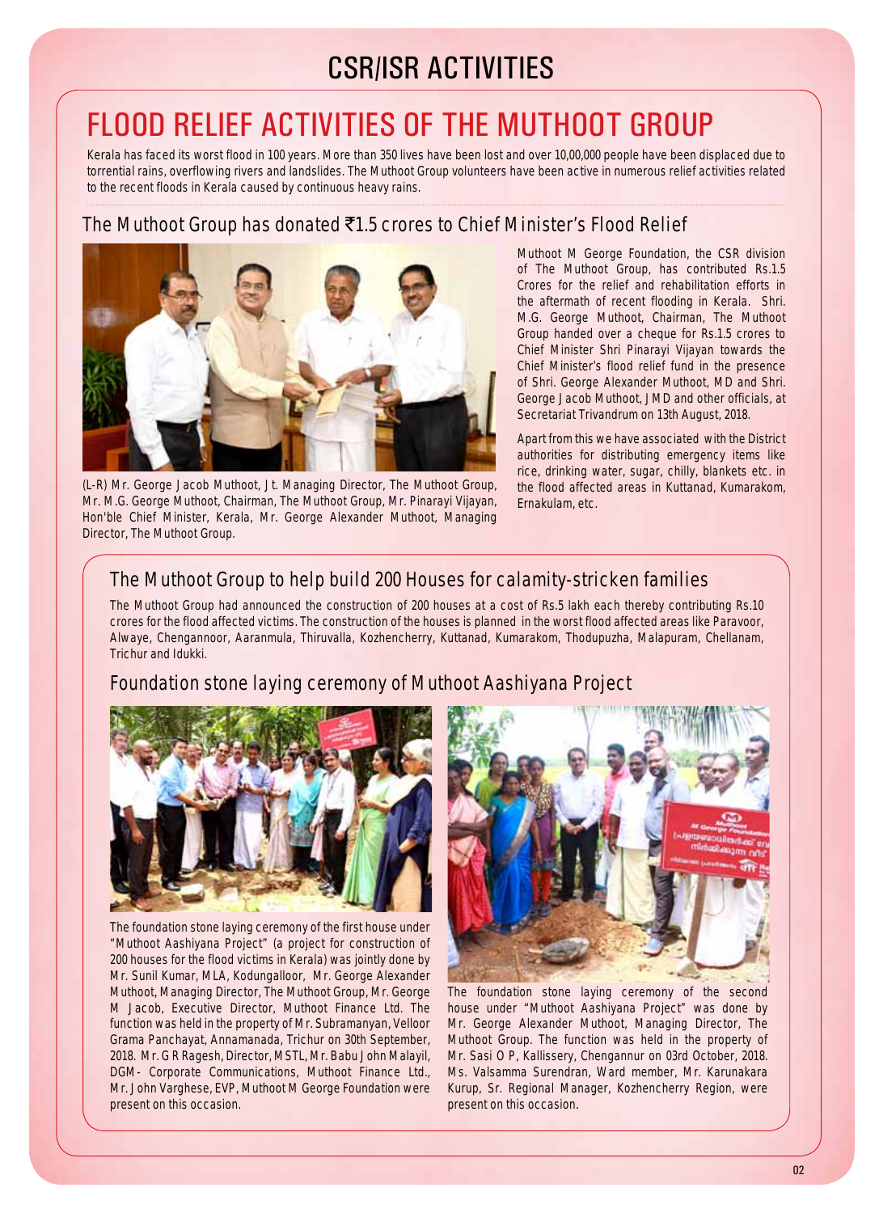# CSR/ISR ACTIVITIES

## FLOOD RELIEF ACTIVITIES OF THE MUTHOOT GROUP

Kerala has faced its worst flood in 100 years. More than 350 lives have been lost and over 10,00,000 people have been displaced due to torrential rains, overflowing rivers and landslides. The Muthoot Group volunteers have been active in numerous relief activities related to the recent floods in Kerala caused by continuous heavy rains.

### The Muthoot Group has donated ₹1.5 crores to Chief Minister's Flood Relief

(L-R) Mr. George Jacob Muthoot, Jt. Managing Director, The Muthoot Group, Mr. M.G. George Muthoot, Chairman, The Muthoot Group, Mr. Pinarayi Vijayan, Hon'ble Chief Minister, Kerala, Mr. George Alexander Muthoot, Managing Director, The Muthoot Group.

Muthoot M George Foundation, the CSR division of The Muthoot Group, has contributed Rs.1.5 Crores for the relief and rehabilitation efforts in the aftermath of recent flooding in Kerala. Shri. M.G. George Muthoot, Chairman, The Muthoot Group handed over a cheque for Rs.1.5 crores to Chief Minister Shri Pinarayi Vijayan towards the Chief Minister's flood relief fund in the presence of Shri. George Alexander Muthoot, MD and Shri. George Jacob Muthoot, JMD and other officials, at Secretariat Trivandrum on 13th August, 2018.

Apart from this we have associated with the District authorities for distributing emergency items like rice, drinking water, sugar, chilly, blankets etc. in the flood affected areas in Kuttanad, Kumarakom, Ernakulam, etc.

### The Muthoot Group to help build 200 Houses for calamity-stricken families

The Muthoot Group had announced the construction of 200 houses at a cost of Rs.5 lakh each thereby contributing Rs.10 crores for the flood affected victims. The construction of the houses is planned in the worst flood affected areas like Paravoor, Alwaye, Chengannoor, Aaranmula, Thiruvalla, Kozhencherry, Kuttanad, Kumarakom, Thodupuzha, Malapuram, Chellanam, Trichur and Idukki.

### Foundation stone laying ceremony of Muthoot Aashiyana Project

The foundation stone laying ceremony of the first house under "Muthoot Aashiyana Project" (a project for construction of 200 houses for the flood victims in Kerala) was jointly done by Mr. Sunil Kumar, MLA, Kodungalloor, Mr. George Alexander Muthoot, Managing Director, The Muthoot Group, Mr. George M Jacob, Executive Director, Muthoot Finance Ltd. The function was held in the property of Mr. Subramanyan, Velloor Grama Panchayat, Annamanada, Trichur on 30th September, 2018. Mr. G R Ragesh, Director, MSTL, Mr. Babu John Malayil, DGM- Corporate Communications, Muthoot Finance Ltd., Mr. John Varghese, EVP, Muthoot M George Foundation were present on this occasion.

The foundation stone laying ceremony of the second house under "Muthoot Aashiyana Project" was done by Mr. George Alexander Muthoot, Managing Director, The Muthoot Group. The function was held in the property of Mr. Sasi O P, Kallissery, Chengannur on 03rd October, 2018. Ms. Valsamma Surendran, Ward member, Mr. Karunakara Kurup, Sr. Regional Manager, Kozhencherry Region, were present on this occasion.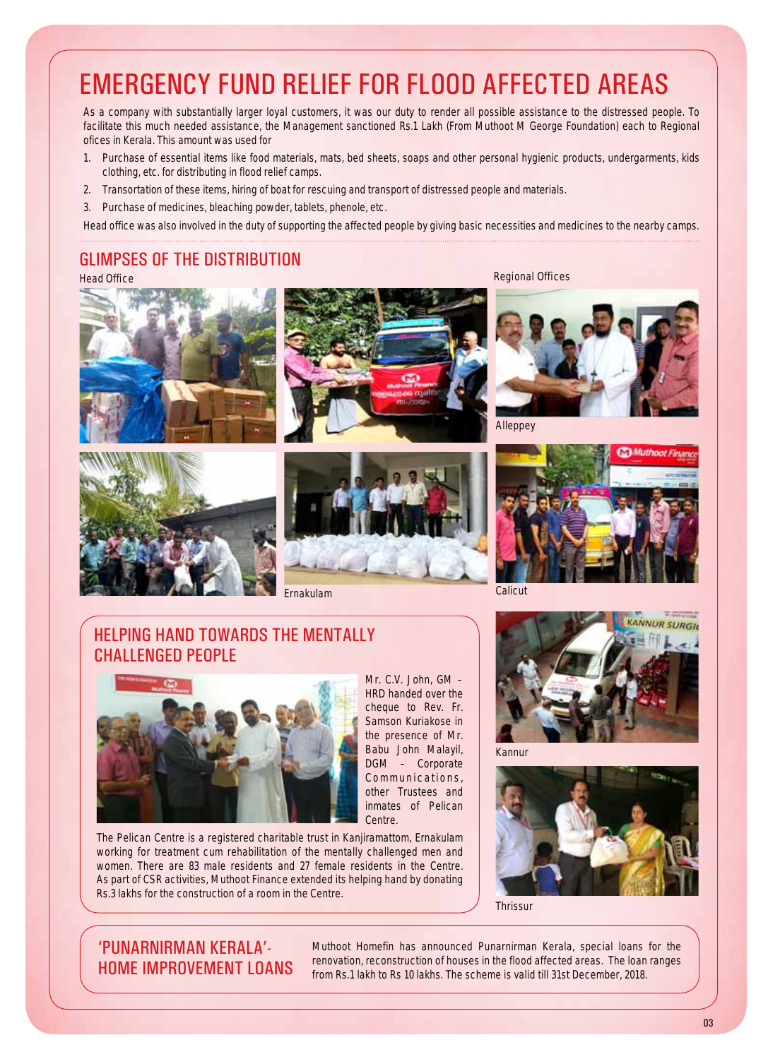# EMERGENCY FUND RELIEF FOR FLOOD AFFECTED AREAS

As a company with substantially larger loyal customers, it was our duty to render all possible assistance to the distressed people. To facilitate this much needed assistance, the Management sanctioned Rs.1 Lakh (From Muthoot M George Foundation) each to Regional ofices in Kerala. This amount was used for

1. Purchase of essential items like food materials, mats, bed sheets, soaps and other personal hygienic products, undergarments, kids clothing, etc. for distributing in flood relief camps.
2. Transortation of these items, hiring of boat for rescuing and transport of distressed people and materials.
3. Purchase of medicines, bleaching powder, tablets, phenole, etc.

Head office was also involved in the duty of supporting the affected people by giving basic necessities and medicines to the nearby camps.

## GLIMPSES OF THE DISTRIBUTION

Head Office

Regional Offices

Alleppey

Ernakulam

Calicut

Kannur

Thrissur

## HELPING HAND TOWARDS THE MENTALLY CHALLENGED PEOPLE

Mr. C.V. John, GM – HRD handed over the cheque to Rev. Fr. Samson Kuriakose in the presence of Mr. Babu John Malayil, DGM – Corporate Communications, other Trustees and inmates of Pelican Centre.

The Pelican Centre is a registered charitable trust in Kanjiramattom, Ernakulam working for treatment cum rehabilitation of the mentally challenged men and women. There are 83 male residents and 27 female residents in the Centre. As part of CSR activities, Muthoot Finance extended its helping hand by donating Rs.3 lakhs for the construction of a room in the Centre.

## 'PUNARNIRMAN KERALA'- HOME IMPROVEMENT LOANS

Muthoot Homefin has announced Punarnirman Kerala, special loans for the renovation, reconstruction of houses in the flood affected areas. The loan ranges from Rs.1 lakh to Rs 10 lakhs. The scheme is valid till 31st December, 2018.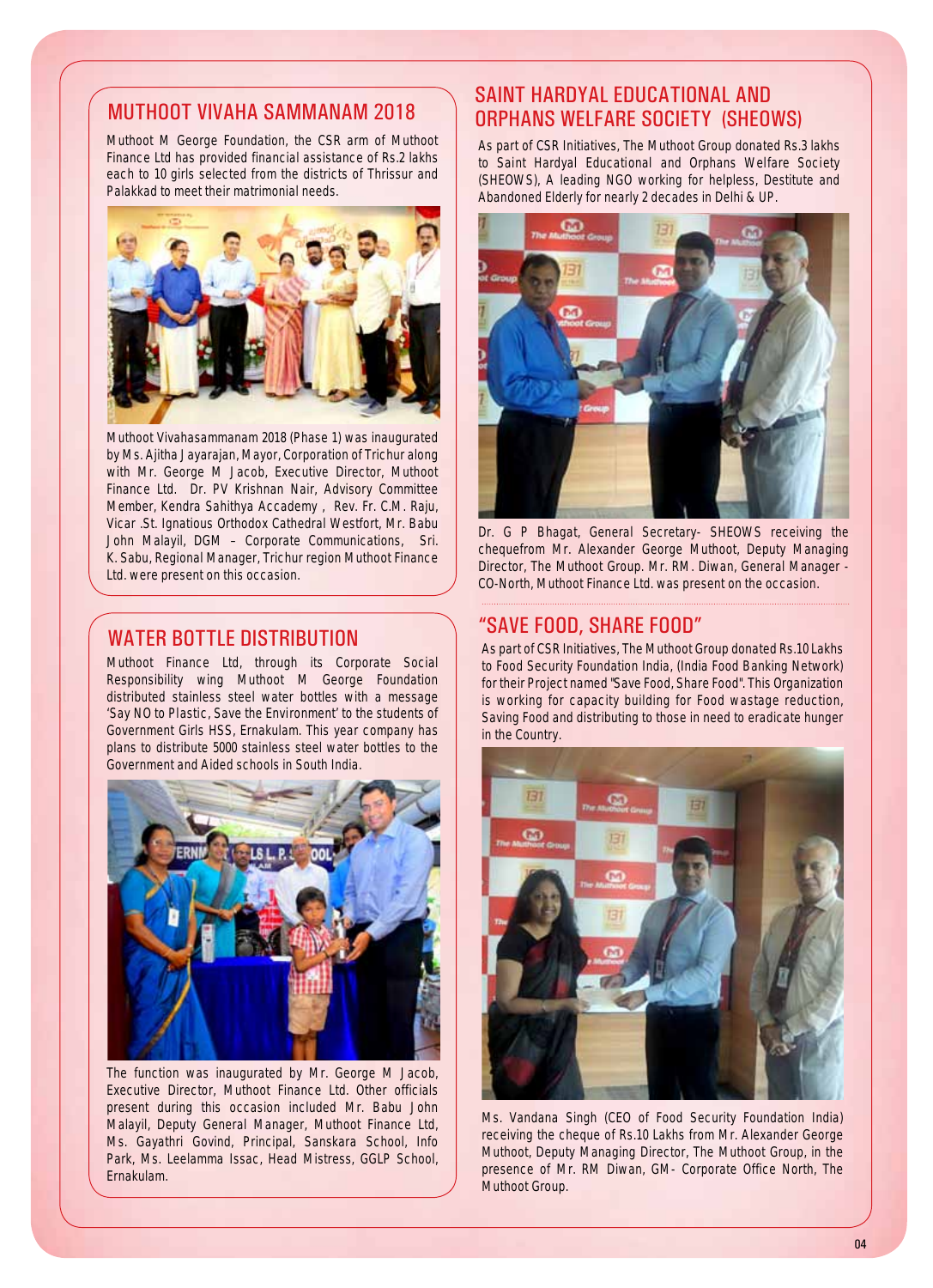## MUTHOOT VIVAHA SAMMANAM 2018

Muthoot M George Foundation, the CSR arm of Muthoot Finance Ltd has provided financial assistance of Rs.2 lakhs each to 10 girls selected from the districts of Thrissur and Palakkad to meet their matrimonial needs.

Muthoot Vivahasammanam 2018 (Phase 1) was inaugurated by Ms. Ajitha Jayarajan, Mayor, Corporation of Trichur along with Mr. George M Jacob, Executive Director, Muthoot Finance Ltd. Dr. PV Krishnan Nair, Advisory Committee Member, Kendra Sahithya Accademy , Rev. Fr. C.M. Raju, Vicar .St. Ignatious Orthodox Cathedral Westfort, Mr. Babu John Malayil, DGM – Corporate Communications, Sri. K. Sabu, Regional Manager, Trichur region Muthoot Finance Ltd. were present on this occasion.

## WATER BOTTLE DISTRIBUTION

Muthoot Finance Ltd, through its Corporate Social Responsibility wing Muthoot M George Foundation distributed stainless steel water bottles with a message 'Say NO to Plastic, Save the Environment' to the students of Government Girls HSS, Ernakulam. This year company has plans to distribute 5000 stainless steel water bottles to the Government and Aided schools in South India.

The function was inaugurated by Mr. George M Jacob, Executive Director, Muthoot Finance Ltd. Other officials present during this occasion included Mr. Babu John Malayil, Deputy General Manager, Muthoot Finance Ltd, Ms. Gayathri Govind, Principal, Sanskara School, Info Park, Ms. Leelamma Issac, Head Mistress, GGLP School, Ernakulam.

## SAINT HARDYAL EDUCATIONAL AND ORPHANS WELFARE SOCIETY (SHEOWS)

As part of CSR Initiatives, The Muthoot Group donated Rs.3 lakhs to Saint Hardyal Educational and Orphans Welfare Society (SHEOWS), A leading NGO working for helpless, Destitute and Abandoned Elderly for nearly 2 decades in Delhi & UP.

Dr. G P Bhagat, General Secretary- SHEOWS receiving the chequefrom Mr. Alexander George Muthoot, Deputy Managing Director, The Muthoot Group. Mr. RM. Diwan, General Manager - CO-North, Muthoot Finance Ltd. was present on the occasion.

## "SAVE FOOD, SHARE FOOD"

As part of CSR Initiatives, The Muthoot Group donated Rs.10 Lakhs to Food Security Foundation India, (India Food Banking Network) for their Project named "Save Food, Share Food". This Organization is working for capacity building for Food wastage reduction, Saving Food and distributing to those in need to eradicate hunger in the Country.

Ms. Vandana Singh (CEO of Food Security Foundation India) receiving the cheque of Rs.10 Lakhs from Mr. Alexander George Muthoot, Deputy Managing Director, The Muthoot Group, in the presence of Mr. RM Diwan, GM- Corporate Office North, The Muthoot Group.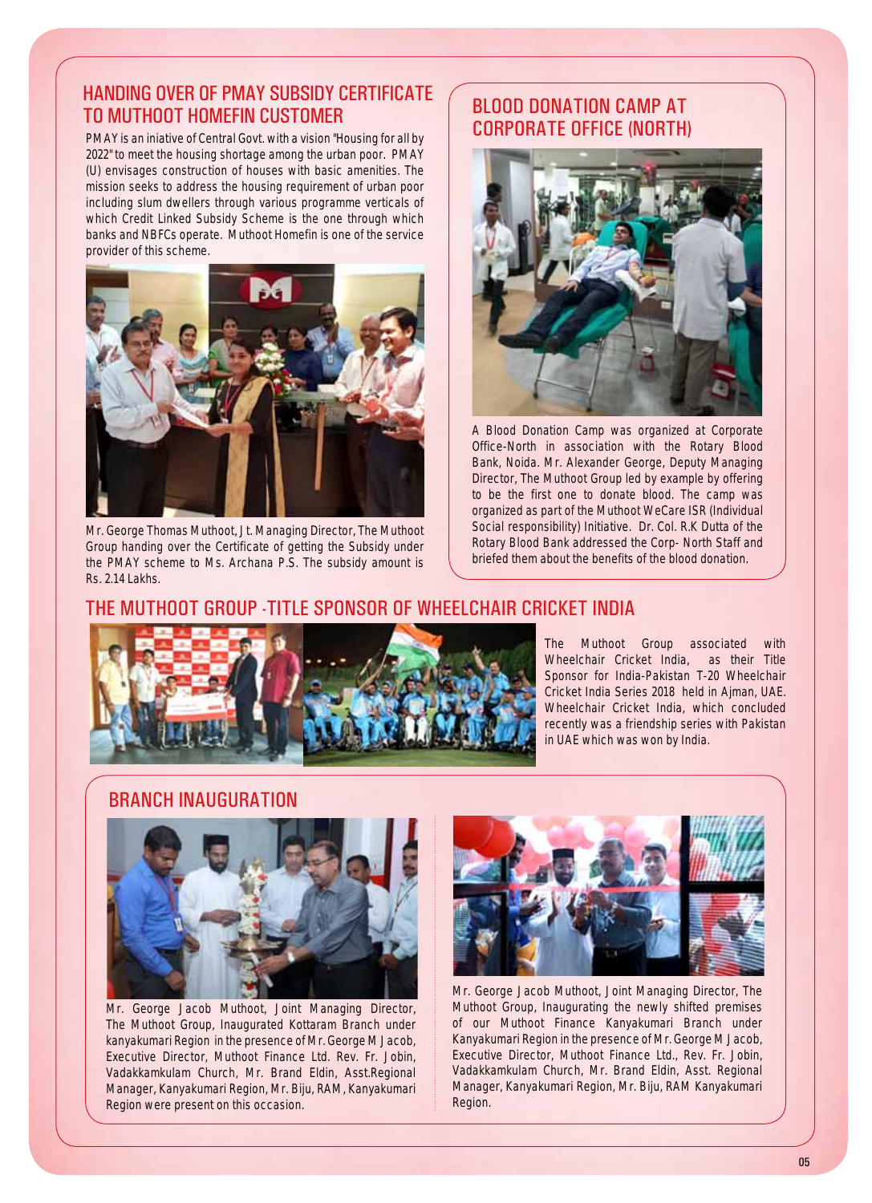## HANDING OVER OF PMAY SUBSIDY CERTIFICATE TO MUTHOOT HOMEFIN CUSTOMER

PMAY is an iniative of Central Govt. with a vision "Housing for all by 2022" to meet the housing shortage among the urban poor. PMAY (U) envisages construction of houses with basic amenities. The mission seeks to address the housing requirement of urban poor including slum dwellers through various programme verticals of which Credit Linked Subsidy Scheme is the one through which banks and NBFCs operate. Muthoot Homefin is one of the service provider of this scheme.

Mr. George Thomas Muthoot, Jt. Managing Director, The Muthoot Group handing over the Certificate of getting the Subsidy under the PMAY scheme to Ms. Archana P.S. The subsidy amount is Rs. 2.14 Lakhs.

## BLOOD DONATION CAMP AT CORPORATE OFFICE (NORTH)

A Blood Donation Camp was organized at Corporate Office-North in association with the Rotary Blood Bank, Noida. Mr. Alexander George, Deputy Managing Director, The Muthoot Group led by example by offering to be the first one to donate blood. The camp was organized as part of the Muthoot WeCare ISR (Individual Social responsibility) Initiative. Dr. Col. R.K Dutta of the Rotary Blood Bank addressed the Corp- North Staff and briefed them about the benefits of the blood donation.

## THE MUTHOOT GROUP -TITLE SPONSOR OF WHEELCHAIR CRICKET INDIA

The Muthoot Group associated with Wheelchair Cricket India, as their Title Sponsor for India-Pakistan T-20 Wheelchair Cricket India Series 2018 held in Ajman, UAE. Wheelchair Cricket India, which concluded recently was a friendship series with Pakistan in UAE which was won by India.

## BRANCH INAUGURATION

Mr. George Jacob Muthoot, Joint Managing Director, The Muthoot Group, Inaugurated Kottaram Branch under kanyakumari Region in the presence of Mr. George M Jacob, Executive Director, Muthoot Finance Ltd. Rev. Fr. Jobin, Vadakkamkulam Church, Mr. Brand Eldin, Asst.Regional Manager, Kanyakumari Region, Mr. Biju, RAM, Kanyakumari Region were present on this occasion.

Mr. George Jacob Muthoot, Joint Managing Director, The Muthoot Group, Inaugurating the newly shifted premises of our Muthoot Finance Kanyakumari Branch under Kanyakumari Region in the presence of Mr. George M Jacob, Executive Director, Muthoot Finance Ltd., Rev. Fr. Jobin, Vadakkamkulam Church, Mr. Brand Eldin, Asst. Regional Manager, Kanyakumari Region, Mr. Biju, RAM Kanyakumari Region.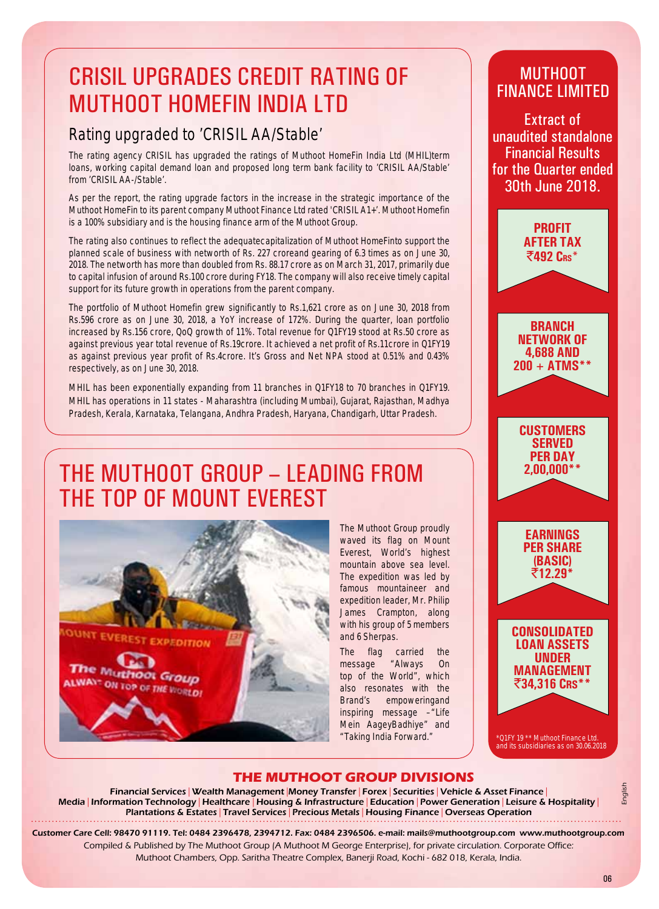# CRISIL UPGRADES CREDIT RATING OF MUTHOOT HOMEFIN INDIA LTD

## Rating upgraded to 'CRISIL AA/Stable'

The rating agency CRISIL has upgraded the ratings of Muthoot HomeFin India Ltd (MHIL)term loans, working capital demand loan and proposed long term bank facility to 'CRISIL AA/Stable' from 'CRISIL AA-/Stable'.

As per the report, the rating upgrade factors in the increase in the strategic importance of the Muthoot HomeFin to its parent company Muthoot Finance Ltd rated 'CRISIL A1+'. Muthoot Homefin is a 100% subsidiary and is the housing finance arm of the Muthoot Group.

The rating also continues to reflect the adequatecapitalization of Muthoot HomeFinto support the planned scale of business with networth of Rs. 227 croreand gearing of 6.3 times as on June 30, 2018. The networth has more than doubled from Rs. 88.17 crore as on March 31, 2017, primarily due to capital infusion of around Rs.100 crore during FY18. The company will also receive timely capital support for its future growth in operations from the parent company.

The portfolio of Muthoot Homefin grew significantly to Rs.1,621 crore as on June 30, 2018 from Rs.596 crore as on June 30, 2018, a YoY increase of 172%. During the quarter, loan portfolio increased by Rs.156 crore, QoQ growth of 11%. Total revenue for Q1FY19 stood at Rs.50 crore as against previous year total revenue of Rs.19crore. It achieved a net profit of Rs.11crore in Q1FY19 as against previous year profit of Rs.4crore. It's Gross and Net NPA stood at 0.51% and 0.43% respectively, as on June 30, 2018.

MHIL has been exponentially expanding from 11 branches in Q1FY18 to 70 branches in Q1FY19. MHIL has operations in 11 states - Maharashtra (including Mumbai), Gujarat, Rajasthan, Madhya Pradesh, Kerala, Karnataka, Telangana, Andhra Pradesh, Haryana, Chandigarh, Uttar Pradesh.

# THE MUTHOOT GROUP – LEADING FROM THE TOP OF MOUNT EVEREST

The Muthoot Group proudly waved its flag on Mount Everest, World's highest mountain above sea level. The expedition was led by famous mountaineer and expedition leader, Mr. Philip James Crampton, along with his group of 5 members and 6 Sherpas.

The flag carried the message "Always On top of the World", which also resonates with the Brand's empoweringand inspiring message –"Life Mein AageyBadhiye" and "Taking India Forward."

## MUTHOOT FINANCE LIMITED

Extract of unaudited standalone Financial Results for the Quarter ended 30th June 2018.

**PROFIT AFTER TAX ₹492 Crs\***

**BRANCH NETWORK OF 4,688 AND 200 + ATMS\*\***

**CUSTOMERS SERVED PER DAY 2,00,000\*\***

**EARNINGS PER SHARE (BASIC) ₹12.29\***

**CONSOLIDATED LOAN ASSETS UNDER MANAGEMENT ₹34,316 Crs\*\***

*Q1FY 19 ** Muthoot Finance Ltd. and its subsidiaries as on 30.06.2018

## THE MUTHOOT GROUP DIVISIONS

**Financial Services | Wealth Management | Money Transfer | Forex | Securities | Vehicle & Asset Finance | Media | Information Technology | Healthcare | Housing & Infrastructure | Education | Power Generation | Leisure & Hospitality | Plantations & Estates | Travel Services | Precious Metals | Housing Finance | Overseas Operation**

**Customer Care Cell: 98470 91119. Tel: 0484 2396478, 2394712. Fax: 0484 2396506. e-mail: mails@muthootgroup.com www.muthootgroup.com**

Compiled & Published by The Muthoot Group (A Muthoot M George Enterprise), for private circulation. Corporate Office: Muthoot Chambers, Opp. Saritha Theatre Complex, Banerji Road, Kochi - 682 018, Kerala, India.